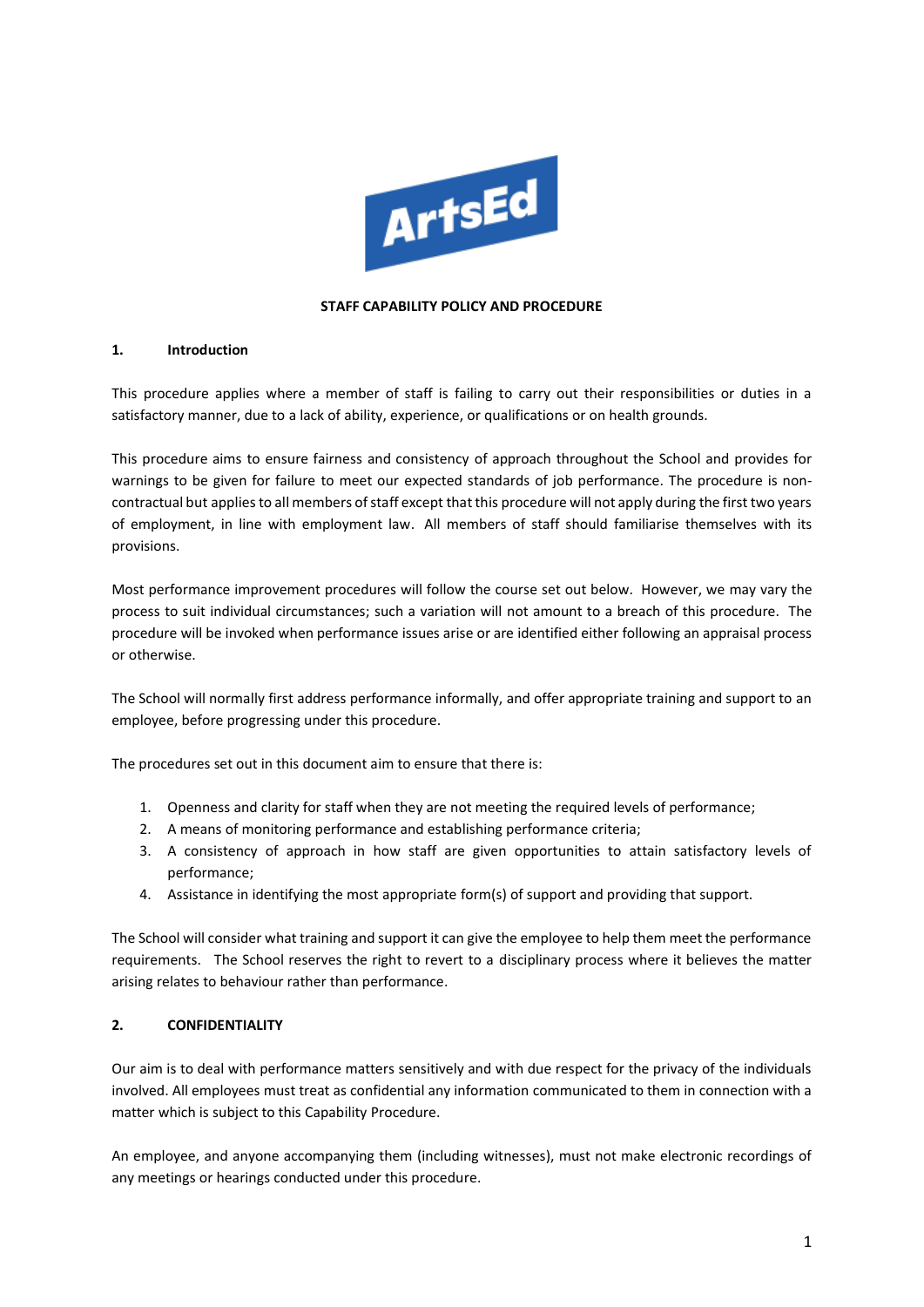# STAFF CAPABILITY POLICY AND PROCEDURE

## 1. Introduction

This procedure applies where a member of staff is failing to carry out their responsibilities or duties in a satisfactory manner, due to a lack of ability, experience, or qualifications or on health grounds.

This procedure aims to ensure fairness and consistency of approach throughout the School and provides for warnings to be given for failure to meet our expected standards of job performance. The procedure is non-contractual but applies to all members of staff except that this procedure will not apply during the first two years of employment, in line with employment law. All members of staff should familiarise themselves with its provisions.

Most performance improvement procedures will follow the course set out below. However, we may vary the process to suit individual circumstances; such a variation will not amount to a breach of this procedure. The procedure will be invoked when performance issues arise or are identified either following an appraisal process or otherwise.

The School will normally first address performance informally, and offer appropriate training and support to an employee, before progressing under this procedure.

The procedures set out in this document aim to ensure that there is:

1. Openness and clarity for staff when they are not meeting the required levels of performance;
2. A means of monitoring performance and establishing performance criteria;
3. A consistency of approach in how staff are given opportunities to attain satisfactory levels of performance;
4. Assistance in identifying the most appropriate form(s) of support and providing that support.

The School will consider what training and support it can give the employee to help them meet the performance requirements. The School reserves the right to revert to a disciplinary process where it believes the matter arising relates to behaviour rather than performance.

## 2. CONFIDENTIALITY

Our aim is to deal with performance matters sensitively and with due respect for the privacy of the individuals involved. All employees must treat as confidential any information communicated to them in connection with a matter which is subject to this Capability Procedure.

An employee, and anyone accompanying them (including witnesses), must not make electronic recordings of any meetings or hearings conducted under this procedure.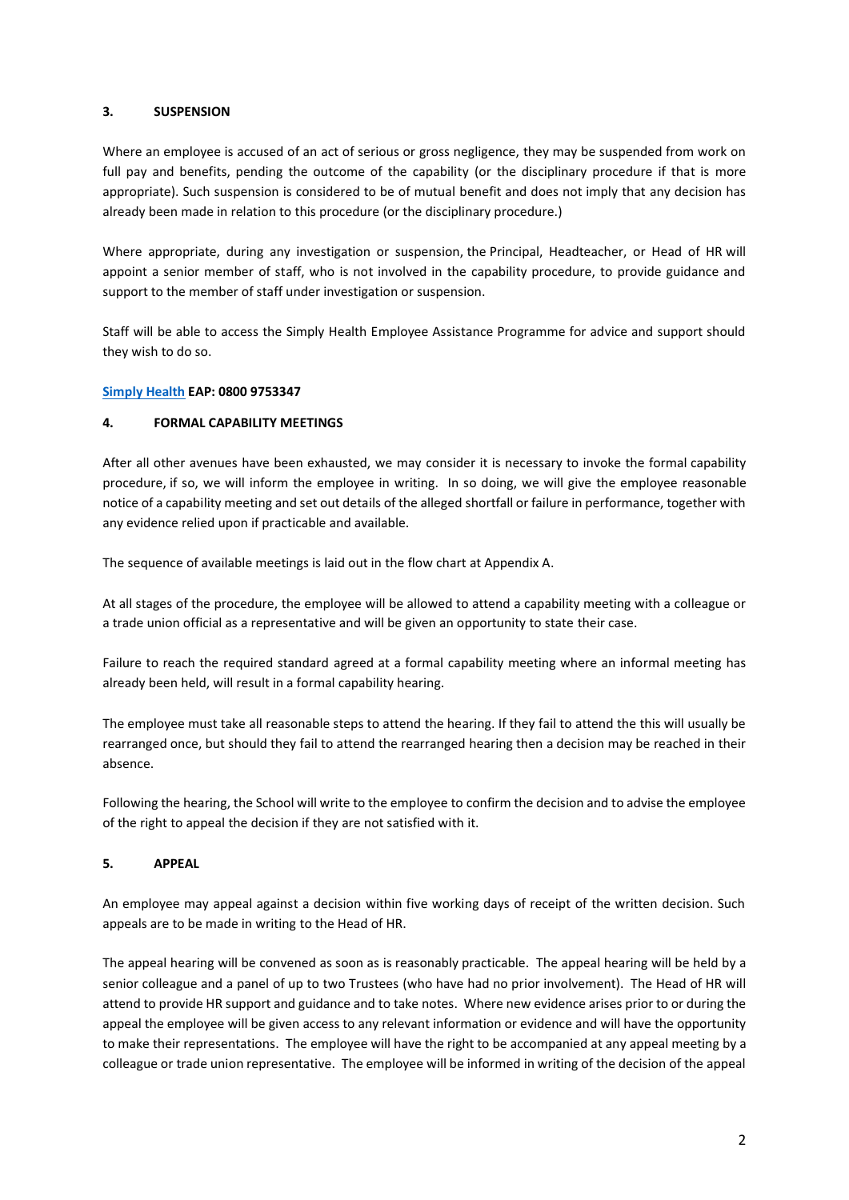## 3. SUSPENSION

Where an employee is accused of an act of serious or gross negligence, they may be suspended from work on full pay and benefits, pending the outcome of the capability (or the disciplinary procedure if that is more appropriate). Such suspension is considered to be of mutual benefit and does not imply that any decision has already been made in relation to this procedure (or the disciplinary procedure.)

Where appropriate, during any investigation or suspension, the Principal, Headteacher, or Head of HR will appoint a senior member of staff, who is not involved in the capability procedure, to provide guidance and support to the member of staff under investigation or suspension.

Staff will be able to access the Simply Health Employee Assistance Programme for advice and support should they wish to do so.

**Simply Health EAP: 0800 9753347**

## 4. FORMAL CAPABILITY MEETINGS

After all other avenues have been exhausted, we may consider it is necessary to invoke the formal capability procedure, if so, we will inform the employee in writing. In so doing, we will give the employee reasonable notice of a capability meeting and set out details of the alleged shortfall or failure in performance, together with any evidence relied upon if practicable and available.

The sequence of available meetings is laid out in the flow chart at Appendix A.

At all stages of the procedure, the employee will be allowed to attend a capability meeting with a colleague or a trade union official as a representative and will be given an opportunity to state their case.

Failure to reach the required standard agreed at a formal capability meeting where an informal meeting has already been held, will result in a formal capability hearing.

The employee must take all reasonable steps to attend the hearing. If they fail to attend the this will usually be rearranged once, but should they fail to attend the rearranged hearing then a decision may be reached in their absence.

Following the hearing, the School will write to the employee to confirm the decision and to advise the employee of the right to appeal the decision if they are not satisfied with it.

## 5. APPEAL

An employee may appeal against a decision within five working days of receipt of the written decision. Such appeals are to be made in writing to the Head of HR.

The appeal hearing will be convened as soon as is reasonably practicable. The appeal hearing will be held by a senior colleague and a panel of up to two Trustees (who have had no prior involvement). The Head of HR will attend to provide HR support and guidance and to take notes. Where new evidence arises prior to or during the appeal the employee will be given access to any relevant information or evidence and will have the opportunity to make their representations. The employee will have the right to be accompanied at any appeal meeting by a colleague or trade union representative. The employee will be informed in writing of the decision of the appeal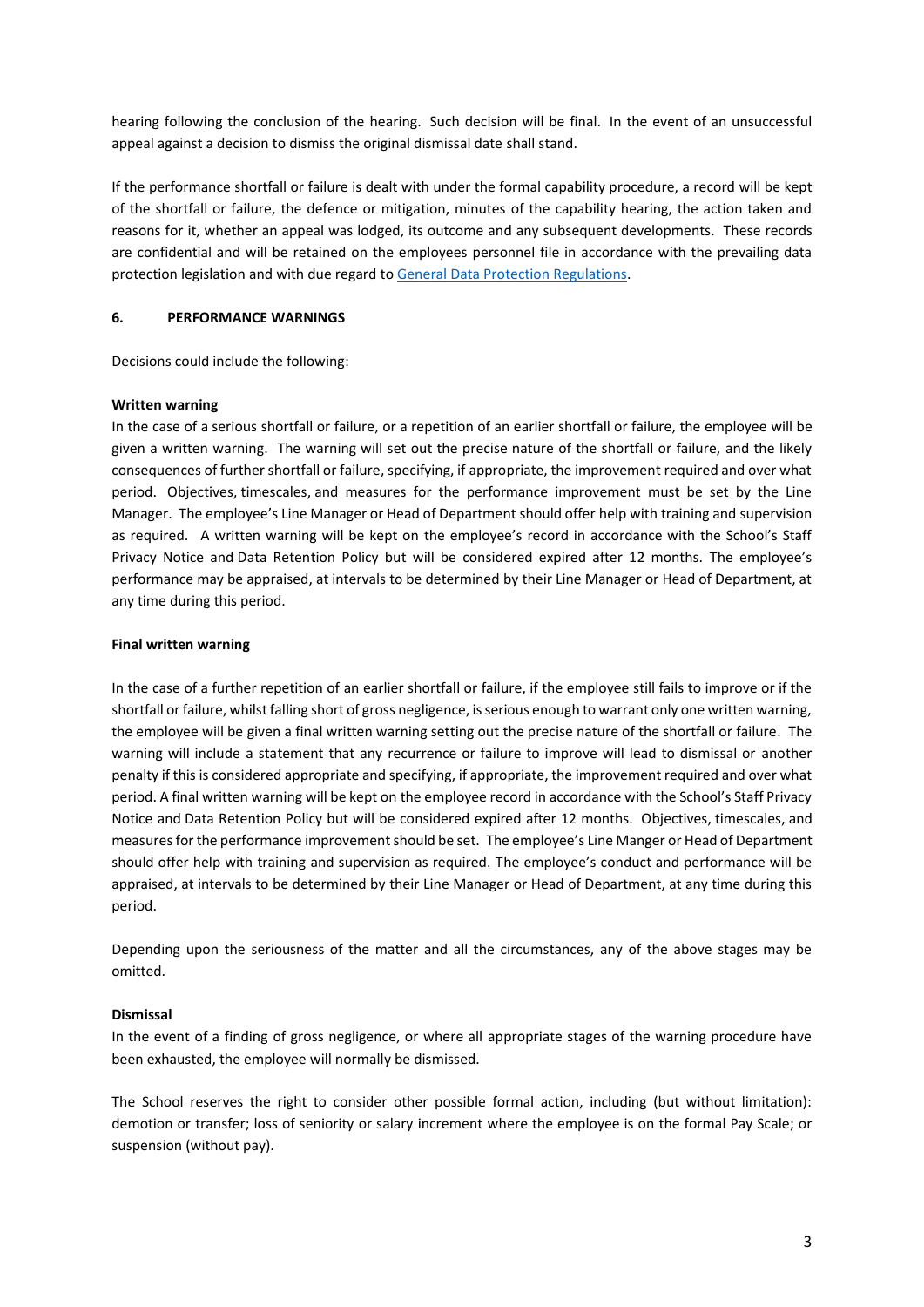hearing following the conclusion of the hearing. Such decision will be final. In the event of an unsuccessful appeal against a decision to dismiss the original dismissal date shall stand.

If the performance shortfall or failure is dealt with under the formal capability procedure, a record will be kept of the shortfall or failure, the defence or mitigation, minutes of the capability hearing, the action taken and reasons for it, whether an appeal was lodged, its outcome and any subsequent developments. These records are confidential and will be retained on the employees personnel file in accordance with the prevailing data protection legislation and with due regard to General Data Protection Regulations.

## 6. PERFORMANCE WARNINGS

Decisions could include the following:

**Written warning**

In the case of a serious shortfall or failure, or a repetition of an earlier shortfall or failure, the employee will be given a written warning. The warning will set out the precise nature of the shortfall or failure, and the likely consequences of further shortfall or failure, specifying, if appropriate, the improvement required and over what period. Objectives, timescales, and measures for the performance improvement must be set by the Line Manager. The employee's Line Manager or Head of Department should offer help with training and supervision as required. A written warning will be kept on the employee's record in accordance with the School's Staff Privacy Notice and Data Retention Policy but will be considered expired after 12 months. The employee's performance may be appraised, at intervals to be determined by their Line Manager or Head of Department, at any time during this period.

**Final written warning**

In the case of a further repetition of an earlier shortfall or failure, if the employee still fails to improve or if the shortfall or failure, whilst falling short of gross negligence, is serious enough to warrant only one written warning, the employee will be given a final written warning setting out the precise nature of the shortfall or failure. The warning will include a statement that any recurrence or failure to improve will lead to dismissal or another penalty if this is considered appropriate and specifying, if appropriate, the improvement required and over what period. A final written warning will be kept on the employee record in accordance with the School's Staff Privacy Notice and Data Retention Policy but will be considered expired after 12 months. Objectives, timescales, and measures for the performance improvement should be set. The employee's Line Manger or Head of Department should offer help with training and supervision as required. The employee's conduct and performance will be appraised, at intervals to be determined by their Line Manager or Head of Department, at any time during this period.

Depending upon the seriousness of the matter and all the circumstances, any of the above stages may be omitted.

**Dismissal**

In the event of a finding of gross negligence, or where all appropriate stages of the warning procedure have been exhausted, the employee will normally be dismissed.

The School reserves the right to consider other possible formal action, including (but without limitation): demotion or transfer; loss of seniority or salary increment where the employee is on the formal Pay Scale; or suspension (without pay).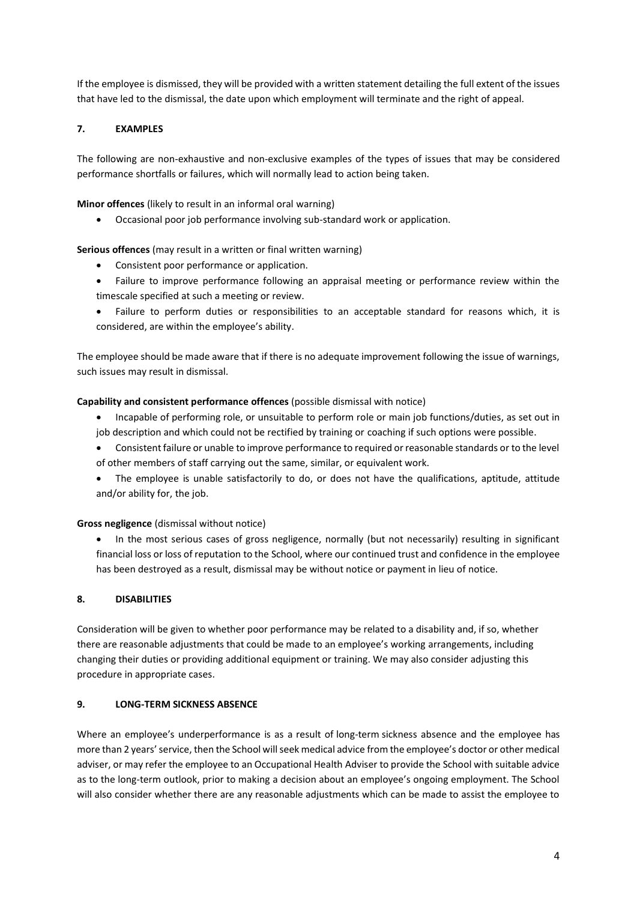If the employee is dismissed, they will be provided with a written statement detailing the full extent of the issues that have led to the dismissal, the date upon which employment will terminate and the right of appeal.

## 7. EXAMPLES

The following are non-exhaustive and non-exclusive examples of the types of issues that may be considered performance shortfalls or failures, which will normally lead to action being taken.

**Minor offences** (likely to result in an informal oral warning)

- Occasional poor job performance involving sub-standard work or application.

**Serious offences** (may result in a written or final written warning)

- Consistent poor performance or application.
- Failure to improve performance following an appraisal meeting or performance review within the timescale specified at such a meeting or review.
- Failure to perform duties or responsibilities to an acceptable standard for reasons which, it is considered, are within the employee's ability.

The employee should be made aware that if there is no adequate improvement following the issue of warnings, such issues may result in dismissal.

**Capability and consistent performance offences** (possible dismissal with notice)

- Incapable of performing role, or unsuitable to perform role or main job functions/duties, as set out in job description and which could not be rectified by training or coaching if such options were possible.
- Consistent failure or unable to improve performance to required or reasonable standards or to the level of other members of staff carrying out the same, similar, or equivalent work.
- The employee is unable satisfactorily to do, or does not have the qualifications, aptitude, attitude and/or ability for, the job.

**Gross negligence** (dismissal without notice)

- In the most serious cases of gross negligence, normally (but not necessarily) resulting in significant financial loss or loss of reputation to the School, where our continued trust and confidence in the employee has been destroyed as a result, dismissal may be without notice or payment in lieu of notice.

## 8. DISABILITIES

Consideration will be given to whether poor performance may be related to a disability and, if so, whether there are reasonable adjustments that could be made to an employee's working arrangements, including changing their duties or providing additional equipment or training. We may also consider adjusting this procedure in appropriate cases.

## 9. LONG-TERM SICKNESS ABSENCE

Where an employee's underperformance is as a result of long-term sickness absence and the employee has more than 2 years' service, then the School will seek medical advice from the employee's doctor or other medical adviser, or may refer the employee to an Occupational Health Adviser to provide the School with suitable advice as to the long-term outlook, prior to making a decision about an employee's ongoing employment. The School will also consider whether there are any reasonable adjustments which can be made to assist the employee to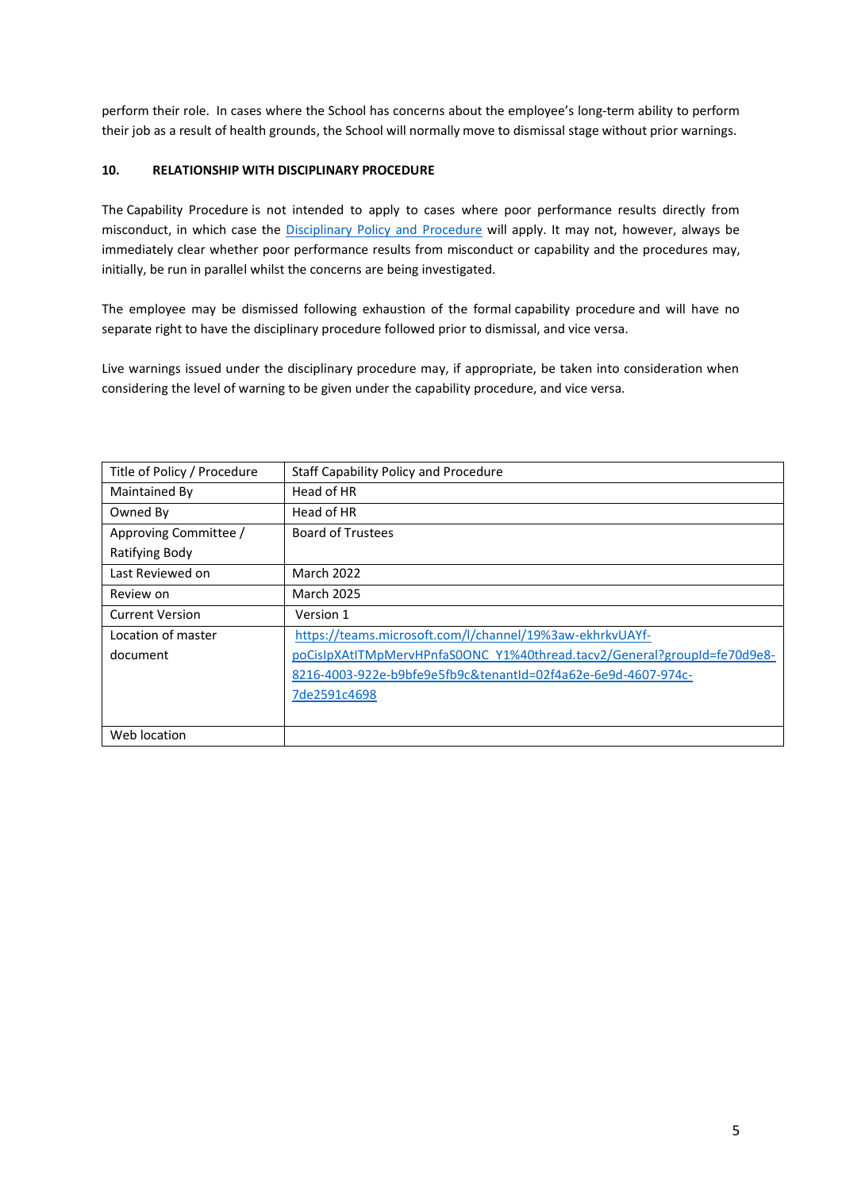perform their role. In cases where the School has concerns about the employee's long-term ability to perform their job as a result of health grounds, the School will normally move to dismissal stage without prior warnings.

## 10. RELATIONSHIP WITH DISCIPLINARY PROCEDURE

The Capability Procedure is not intended to apply to cases where poor performance results directly from misconduct, in which case the Disciplinary Policy and Procedure will apply. It may not, however, always be immediately clear whether poor performance results from misconduct or capability and the procedures may, initially, be run in parallel whilst the concerns are being investigated.

The employee may be dismissed following exhaustion of the formal capability procedure and will have no separate right to have the disciplinary procedure followed prior to dismissal, and vice versa.

Live warnings issued under the disciplinary procedure may, if appropriate, be taken into consideration when considering the level of warning to be given under the capability procedure, and vice versa.

| | |
|---|---|
| Title of Policy / Procedure | Staff Capability Policy and Procedure |
| Maintained By | Head of HR |
| Owned By | Head of HR |
| Approving Committee / Ratifying Body | Board of Trustees |
| Last Reviewed on | March 2022 |
| Review on | March 2025 |
| Current Version | Version 1 |
| Location of master document | https://teams.microsoft.com/l/channel/19%3aw-ekhrkvUAYf-poCisIpXAtITMpMervHPnfaS0ONC_Y1%40thread.tacv2/General?groupId=fe70d9e8-8216-4003-922e-b9bfe9e5fb9c&tenantId=02f4a62e-6e9d-4607-974c-7de2591c4698 |
| Web location | |